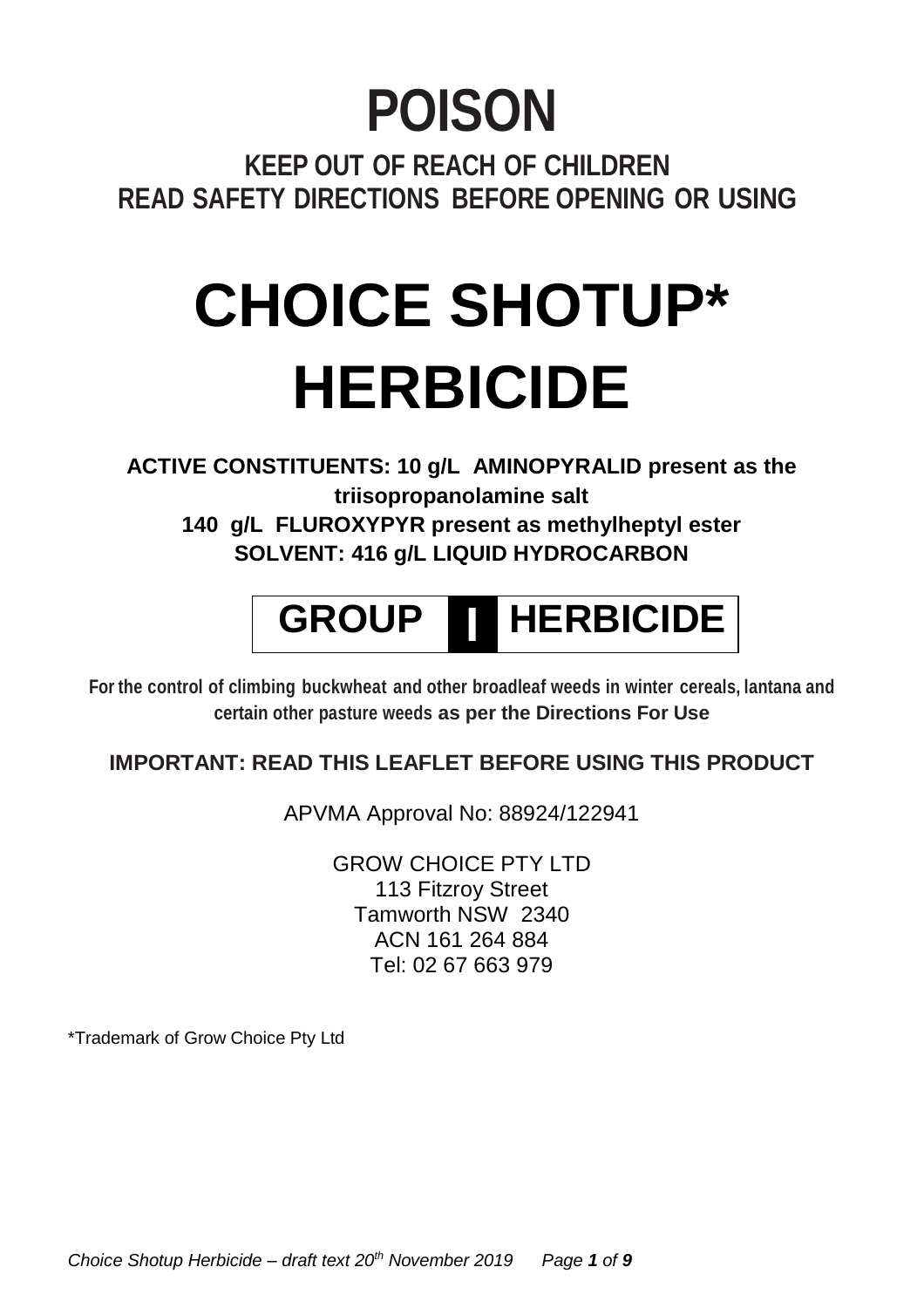# POISON

## KEEP OUT OF REACH OF CHILDREN
## READ SAFETY DIRECTIONS BEFORE OPENING OR USING

# CHOICE SHOTUP* HERBICIDE

**ACTIVE CONSTITUENTS: 10 g/L AMINOPYRALID present as the triisopropanolamine salt**
**140 g/L FLUROXYPYR present as methylheptyl ester**
**SOLVENT: 416 g/L LIQUID HYDROCARBON**

## GROUP I HERBICIDE

**For the control of climbing buckwheat and other broadleaf weeds in winter cereals, lantana and certain other pasture weeds as per the Directions For Use**

**IMPORTANT: READ THIS LEAFLET BEFORE USING THIS PRODUCT**

APVMA Approval No: 88924/122941

GROW CHOICE PTY LTD
113 Fitzroy Street
Tamworth NSW 2340
ACN 161 264 884
Tel: 02 67 663 979

*Trademark of Grow Choice Pty Ltd

*Choice Shotup Herbicide – draft text 20th November 2019*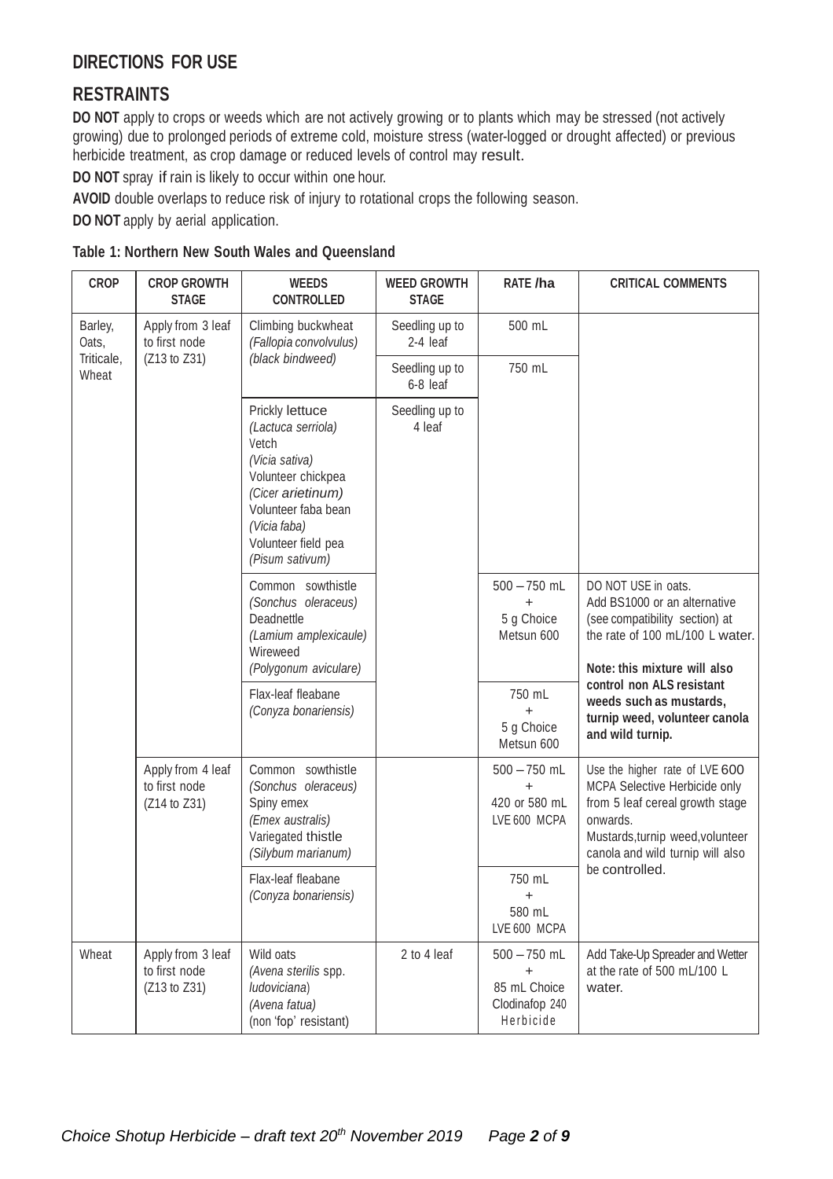## DIRECTIONS FOR USE

## RESTRAINTS

**DO NOT** apply to crops or weeds which are not actively growing or to plants which may be stressed (not actively growing) due to prolonged periods of extreme cold, moisture stress (water-logged or drought affected) or previous herbicide treatment, as crop damage or reduced levels of control may result.

**DO NOT** spray if rain is likely to occur within one hour.

**AVOID** double overlaps to reduce risk of injury to rotational crops the following season.

**DO NOT** apply by aerial application.

**Table 1: Northern New South Wales and Queensland**

| CROP | CROP GROWTH STAGE | WEEDS CONTROLLED | WEED GROWTH STAGE | RATE /ha | CRITICAL COMMENTS |
|---|---|---|---|---|---|
| Barley, Oats, Triticale, Wheat | Apply from 3 leaf to first node (Z13 to Z31) | Climbing buckwheat *(Fallopia convolvulus)* *(black bindweed)* | Seedling up to 2-4 leaf | 500 mL | |
| | | | Seedling up to 6-8 leaf | 750 mL | |
| | | Prickly lettuce *(Lactuca serriola)* Vetch *(Vicia sativa)* Volunteer chickpea *(Cicer arietinum)* Volunteer faba bean *(Vicia faba)* Volunteer field pea *(Pisum sativum)* | Seedling up to 4 leaf | | |
| | | Common sowthistle *(Sonchus oleraceus)* Deadnettle *(Lamium amplexicaule)* Wireweed *(Polygonum aviculare)* | | 500 – 750 mL + 5 g Choice Metsun 600 | DO NOT USE in oats. Add BS1000 or an alternative (see compatibility section) at the rate of 100 mL/100 L water. **Note: this mixture will also control non ALS resistant weeds such as mustards, turnip weed, volunteer canola and wild turnip.** |
| | | Flax-leaf fleabane *(Conyza bonariensis)* | | 750 mL + 5 g Choice Metsun 600 | |
| | Apply from 4 leaf to first node (Z14 to Z31) | Common sowthistle *(Sonchus oleraceus)* Spiny emex *(Emex australis)* Variegated thistle *(Silybum marianum)* | | 500 – 750 mL + 420 or 580 mL LVE 600 MCPA | Use the higher rate of LVE 600 MCPA Selective Herbicide only from 5 leaf cereal growth stage onwards. Mustards,turnip weed,volunteer canola and wild turnip will also be controlled. |
| | | Flax-leaf fleabane *(Conyza bonariensis)* | | 750 mL + 580 mL LVE 600 MCPA | |
| Wheat | Apply from 3 leaf to first node (Z13 to Z31) | Wild oats *(Avena sterilis* spp. *ludoviciana)* *(Avena fatua)* (non 'fop' resistant) | 2 to 4 leaf | 500 – 750 mL + 85 mL Choice Clodinafop 240 Herbicide | Add Take-Up Spreader and Wetter at the rate of 500 mL/100 L water. |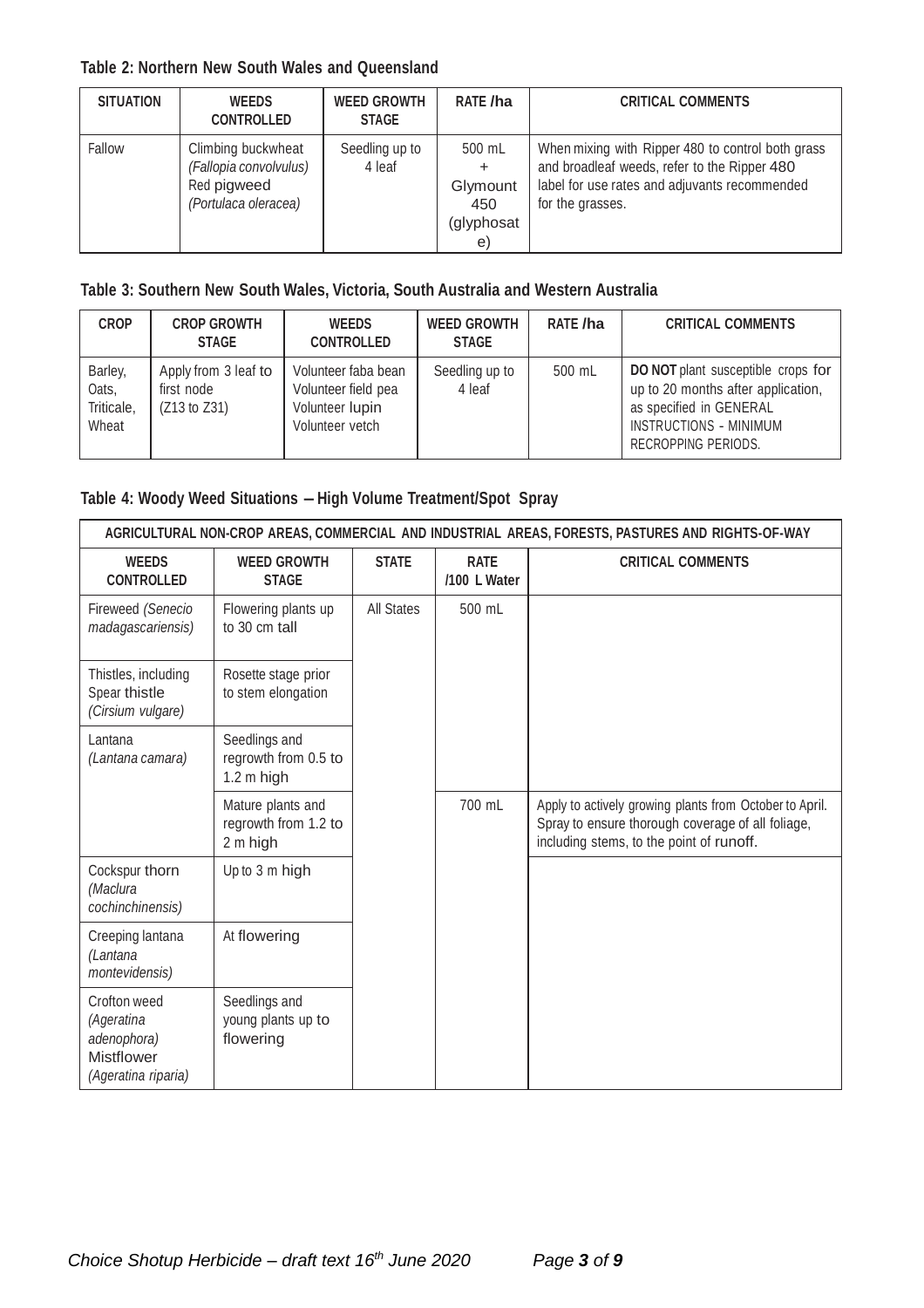**Table 2: Northern New South Wales and Queensland**

| SITUATION | WEEDS CONTROLLED | WEED GROWTH STAGE | RATE /ha | CRITICAL COMMENTS |
|---|---|---|---|---|
| Fallow | Climbing buckwheat *(Fallopia convolvulus)* Red pigweed *(Portulaca oleracea)* | Seedling up to 4 leaf | 500 mL + Glymount 450 (glyphosate) | When mixing with Ripper 480 to control both grass and broadleaf weeds, refer to the Ripper 480 label for use rates and adjuvants recommended for the grasses. |

**Table 3: Southern New South Wales, Victoria, South Australia and Western Australia**

| CROP | CROP GROWTH STAGE | WEEDS CONTROLLED | WEED GROWTH STAGE | RATE /ha | CRITICAL COMMENTS |
|---|---|---|---|---|---|
| Barley, Oats, Triticale, Wheat | Apply from 3 leaf to first node (Z13 to Z31) | Volunteer faba bean Volunteer field pea Volunteer lupin Volunteer vetch | Seedling up to 4 leaf | 500 mL | **DO NOT** plant susceptible crops for up to 20 months after application, as specified in GENERAL INSTRUCTIONS - MINIMUM RECROPPING PERIODS. |

**Table 4: Woody Weed Situations – High Volume Treatment/Spot Spray**

| AGRICULTURAL NON-CROP AREAS, COMMERCIAL AND INDUSTRIAL AREAS, FORESTS, PASTURES AND RIGHTS-OF-WAY | | | | |
|---|---|---|---|---|
| **WEEDS CONTROLLED** | **WEED GROWTH STAGE** | **STATE** | **RATE /100 L Water** | **CRITICAL COMMENTS** |
| Fireweed *(Senecio madagascariensis)* | Flowering plants up to 30 cm tall | All States | 500 mL | |
| Thistles, including Spear thistle *(Cirsium vulgare)* | Rosette stage prior to stem elongation | | | |
| Lantana *(Lantana camara)* | Seedlings and regrowth from 0.5 to 1.2 m high | | | |
| | Mature plants and regrowth from 1.2 to 2 m high | | 700 mL | Apply to actively growing plants from October to April. Spray to ensure thorough coverage of all foliage, including stems, to the point of runoff. |
| Cockspur thorn *(Maclura cochinchinensis)* | Up to 3 m high | | | |
| Creeping lantana *(Lantana montevidensis)* | At flowering | | | |
| Crofton weed *(Ageratina adenophora)* Mistflower *(Ageratina riparia)* | Seedlings and young plants up to flowering | | | |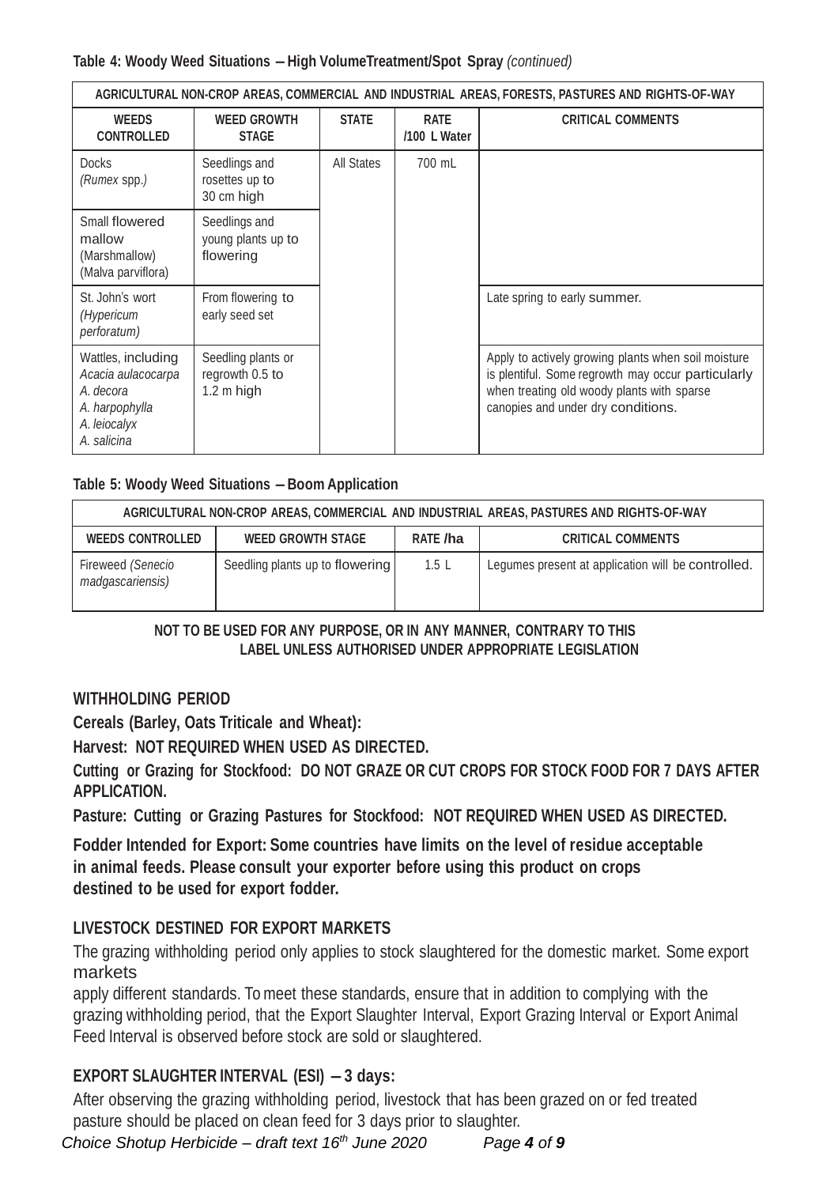**Table 4: Woody Weed Situations – High VolumeTreatment/Spot Spray** *(continued)*

| AGRICULTURAL NON-CROP AREAS, COMMERCIAL AND INDUSTRIAL AREAS, FORESTS, PASTURES AND RIGHTS-OF-WAY | | | | |
|---|---|---|---|---|
| **WEEDS CONTROLLED** | **WEED GROWTH STAGE** | **STATE** | **RATE /100 L Water** | **CRITICAL COMMENTS** |
| Docks *(Rumex* spp.*)* | Seedlings and rosettes up to 30 cm high | All States | 700 mL | |
| Small flowered mallow (Marshmallow) (Malva parviflora) | Seedlings and young plants up to flowering | | | |
| St. John's wort *(Hypericum perforatum)* | From flowering to early seed set | | | Late spring to early summer. |
| Wattles, including *Acacia aulacocarpa* *A. decora* *A. harpophylla* *A. leiocalyx* *A. salicina* | Seedling plants or regrowth 0.5 to 1.2 m high | | | Apply to actively growing plants when soil moisture is plentiful. Some regrowth may occur particularly when treating old woody plants with sparse canopies and under dry conditions. |

**Table 5: Woody Weed Situations – Boom Application**

| AGRICULTURAL NON-CROP AREAS, COMMERCIAL AND INDUSTRIAL AREAS, PASTURES AND RIGHTS-OF-WAY | | | |
|---|---|---|---|
| **WEEDS CONTROLLED** | **WEED GROWTH STAGE** | **RATE /ha** | **CRITICAL COMMENTS** |
| Fireweed *(Senecio madgascariensis)* | Seedling plants up to flowering | 1.5 L | Legumes present at application will be controlled. |

**NOT TO BE USED FOR ANY PURPOSE, OR IN ANY MANNER, CONTRARY TO THIS LABEL UNLESS AUTHORISED UNDER APPROPRIATE LEGISLATION**

## WITHHOLDING PERIOD

**Cereals (Barley, Oats Triticale and Wheat):**

**Harvest: NOT REQUIRED WHEN USED AS DIRECTED.**

**Cutting or Grazing for Stockfood: DO NOT GRAZE OR CUT CROPS FOR STOCK FOOD FOR 7 DAYS AFTER APPLICATION.**

**Pasture: Cutting or Grazing Pastures for Stockfood: NOT REQUIRED WHEN USED AS DIRECTED.**

**Fodder Intended for Export: Some countries have limits on the level of residue acceptable in animal feeds. Please consult your exporter before using this product on crops destined to be used for export fodder.**

## LIVESTOCK DESTINED FOR EXPORT MARKETS

The grazing withholding period only applies to stock slaughtered for the domestic market. Some export markets apply different standards. To meet these standards, ensure that in addition to complying with the grazing withholding period, that the Export Slaughter Interval, Export Grazing Interval or Export Animal Feed Interval is observed before stock are sold or slaughtered.

## EXPORT SLAUGHTER INTERVAL (ESI) – 3 days:

After observing the grazing withholding period, livestock that has been grazed on or fed treated pasture should be placed on clean feed for 3 days prior to slaughter.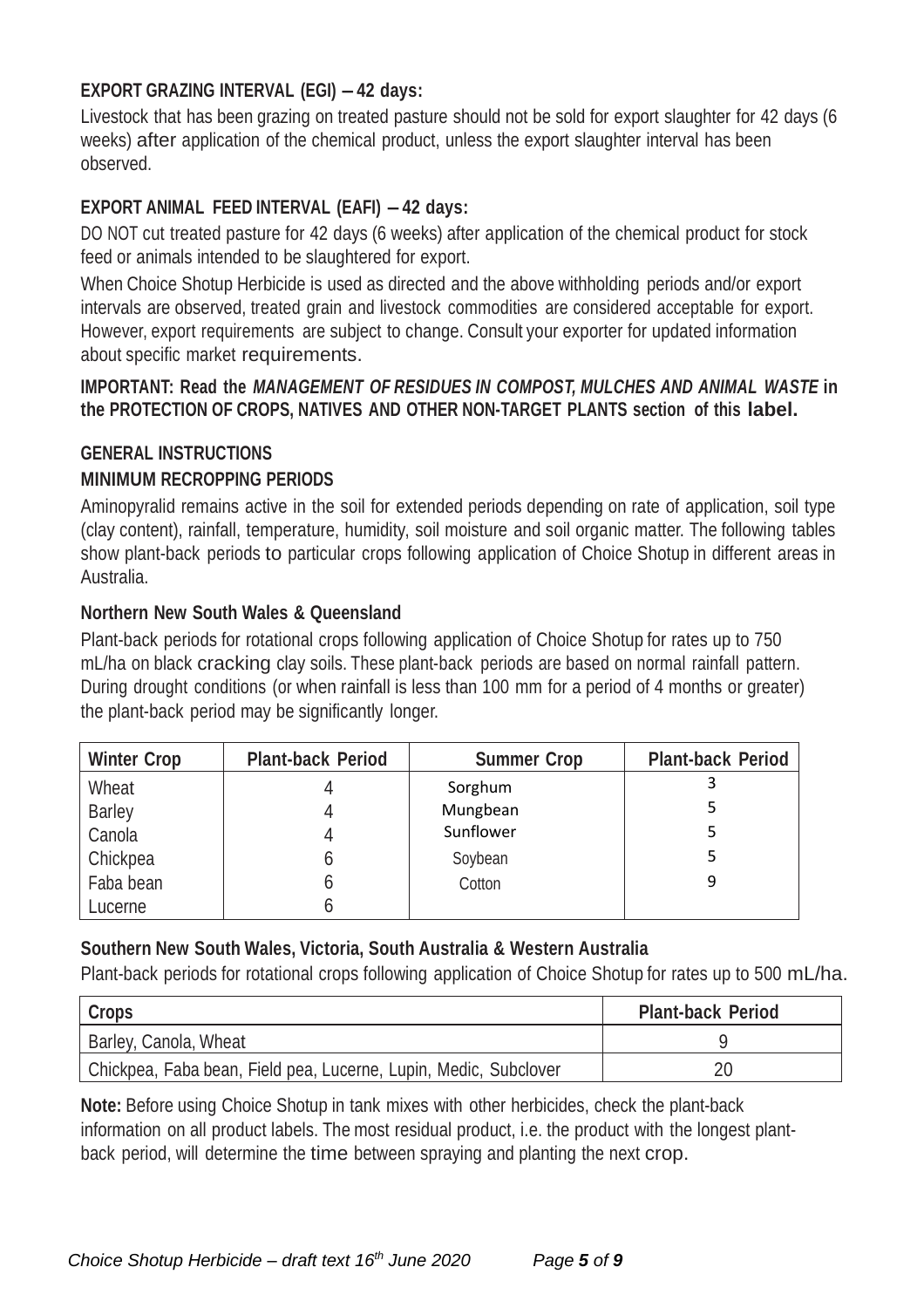**EXPORT GRAZING INTERVAL (EGI) – 42 days:**

Livestock that has been grazing on treated pasture should not be sold for export slaughter for 42 days (6 weeks) after application of the chemical product, unless the export slaughter interval has been observed.

**EXPORT ANIMAL FEED INTERVAL (EAFI) – 42 days:**

DO NOT cut treated pasture for 42 days (6 weeks) after application of the chemical product for stock feed or animals intended to be slaughtered for export.

When Choice Shotup Herbicide is used as directed and the above withholding periods and/or export intervals are observed, treated grain and livestock commodities are considered acceptable for export. However, export requirements are subject to change. Consult your exporter for updated information about specific market requirements.

**IMPORTANT: Read the *MANAGEMENT OF RESIDUES IN COMPOST, MULCHES AND ANIMAL WASTE* in the PROTECTION OF CROPS, NATIVES AND OTHER NON-TARGET PLANTS section of this label.**

**GENERAL INSTRUCTIONS**

**MINIMUM RECROPPING PERIODS**

Aminopyralid remains active in the soil for extended periods depending on rate of application, soil type (clay content), rainfall, temperature, humidity, soil moisture and soil organic matter. The following tables show plant-back periods to particular crops following application of Choice Shotup in different areas in Australia.

**Northern New South Wales & Queensland**

Plant-back periods for rotational crops following application of Choice Shotup for rates up to 750 mL/ha on black cracking clay soils. These plant-back periods are based on normal rainfall pattern. During drought conditions (or when rainfall is less than 100 mm for a period of 4 months or greater) the plant-back period may be significantly longer.

| Winter Crop | Plant-back Period | Summer Crop | Plant-back Period |
|---|---|---|---|
| Wheat | 4 | Sorghum | 3 |
| Barley | 4 | Mungbean | 5 |
| Canola | 4 | Sunflower | 5 |
| Chickpea | 6 | Soybean | 5 |
| Faba bean | 6 | Cotton | 9 |
| Lucerne | 6 | | |

**Southern New South Wales, Victoria, South Australia & Western Australia**

Plant-back periods for rotational crops following application of Choice Shotup for rates up to 500 mL/ha.

| Crops | Plant-back Period |
|---|---|
| Barley, Canola, Wheat | 9 |
| Chickpea, Faba bean, Field pea, Lucerne, Lupin, Medic, Subclover | 20 |

**Note:** Before using Choice Shotup in tank mixes with other herbicides, check the plant-back information on all product labels. The most residual product, i.e. the product with the longest plant-back period, will determine the time between spraying and planting the next crop.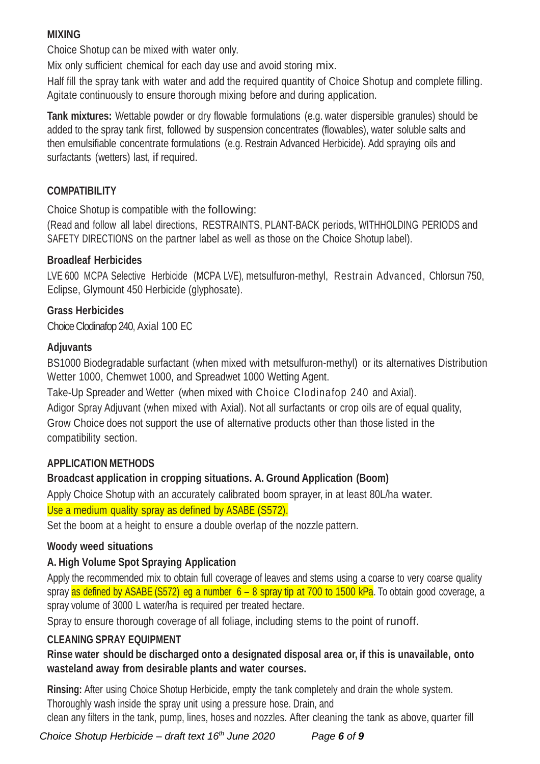**MIXING**

Choice Shotup can be mixed with water only.

Mix only sufficient chemical for each day use and avoid storing mix.

Half fill the spray tank with water and add the required quantity of Choice Shotup and complete filling. Agitate continuously to ensure thorough mixing before and during application.

**Tank mixtures:** Wettable powder or dry flowable formulations (e.g. water dispersible granules) should be added to the spray tank first, followed by suspension concentrates (flowables), water soluble salts and then emulsifiable concentrate formulations (e.g. Restrain Advanced Herbicide). Add spraying oils and surfactants (wetters) last, if required.

**COMPATIBILITY**

Choice Shotup is compatible with the following:

(Read and follow all label directions, RESTRAINTS, PLANT-BACK periods, WITHHOLDING PERIODS and SAFETY DIRECTIONS on the partner label as well as those on the Choice Shotup label).

**Broadleaf Herbicides**

LVE 600 MCPA Selective Herbicide (MCPA LVE), metsulfuron-methyl, Restrain Advanced, Chlorsun 750, Eclipse, Glymount 450 Herbicide (glyphosate).

**Grass Herbicides**

Choice Clodinafop 240, Axial 100 EC

**Adjuvants**

BS1000 Biodegradable surfactant (when mixed with metsulfuron-methyl) or its alternatives Distribution Wetter 1000, Chemwet 1000, and Spreadwet 1000 Wetting Agent.

Take-Up Spreader and Wetter (when mixed with Choice Clodinafop 240 and Axial).

Adigor Spray Adjuvant (when mixed with Axial). Not all surfactants or crop oils are of equal quality, Grow Choice does not support the use of alternative products other than those listed in the compatibility section.

**APPLICATION METHODS**

**Broadcast application in cropping situations. A. Ground Application (Boom)**

Apply Choice Shotup with an accurately calibrated boom sprayer, in at least 80L/ha water.

Use a medium quality spray as defined by ASABE (S572).

Set the boom at a height to ensure a double overlap of the nozzle pattern.

**Woody weed situations**

**A. High Volume Spot Spraying Application**

Apply the recommended mix to obtain full coverage of leaves and stems using a coarse to very coarse quality spray as defined by ASABE (S572) eg a number 6 – 8 spray tip at 700 to 1500 kPa. To obtain good coverage, a spray volume of 3000 L water/ha is required per treated hectare.

Spray to ensure thorough coverage of all foliage, including stems to the point of runoff.

**CLEANING SPRAY EQUIPMENT**

**Rinse water should be discharged onto a designated disposal area or, if this is unavailable, onto wasteland away from desirable plants and water courses.**

**Rinsing:** After using Choice Shotup Herbicide, empty the tank completely and drain the whole system. Thoroughly wash inside the spray unit using a pressure hose. Drain, and clean any filters in the tank, pump, lines, hoses and nozzles. After cleaning the tank as above, quarter fill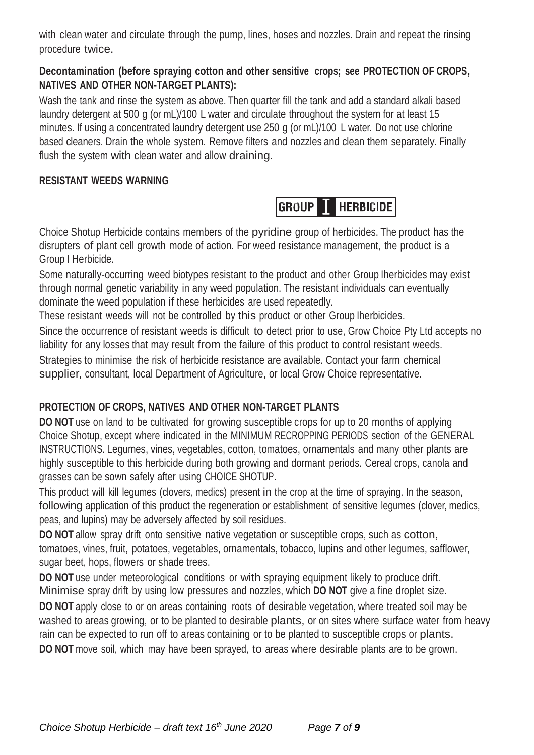with clean water and circulate through the pump, lines, hoses and nozzles. Drain and repeat the rinsing procedure twice.

**Decontamination (before spraying cotton and other sensitive crops; see PROTECTION OF CROPS, NATIVES AND OTHER NON-TARGET PLANTS):**

Wash the tank and rinse the system as above. Then quarter fill the tank and add a standard alkali based laundry detergent at 500 g (or mL)/100 L water and circulate throughout the system for at least 15 minutes. If using a concentrated laundry detergent use 250 g (or mL)/100 L water. Do not use chlorine based cleaners. Drain the whole system. Remove filters and nozzles and clean them separately. Finally flush the system with clean water and allow draining.

**RESISTANT WEEDS WARNING**

**GROUP I HERBICIDE**

Choice Shotup Herbicide contains members of the pyridine group of herbicides. The product has the disrupters of plant cell growth mode of action. For weed resistance management, the product is a Group I Herbicide.

Some naturally-occurring weed biotypes resistant to the product and other Group Iherbicides may exist through normal genetic variability in any weed population. The resistant individuals can eventually dominate the weed population if these herbicides are used repeatedly.

These resistant weeds will not be controlled by this product or other Group Iherbicides.

Since the occurrence of resistant weeds is difficult to detect prior to use, Grow Choice Pty Ltd accepts no liability for any losses that may result from the failure of this product to control resistant weeds.

Strategies to minimise the risk of herbicide resistance are available. Contact your farm chemical supplier, consultant, local Department of Agriculture, or local Grow Choice representative.

**PROTECTION OF CROPS, NATIVES AND OTHER NON-TARGET PLANTS**

**DO NOT** use on land to be cultivated for growing susceptible crops for up to 20 months of applying Choice Shotup, except where indicated in the MINIMUM RECROPPING PERIODS section of the GENERAL INSTRUCTIONS. Legumes, vines, vegetables, cotton, tomatoes, ornamentals and many other plants are highly susceptible to this herbicide during both growing and dormant periods. Cereal crops, canola and grasses can be sown safely after using CHOICE SHOTUP.

This product will kill legumes (clovers, medics) present in the crop at the time of spraying. In the season, following application of this product the regeneration or establishment of sensitive legumes (clover, medics, peas, and lupins) may be adversely affected by soil residues.

**DO NOT** allow spray drift onto sensitive native vegetation or susceptible crops, such as cotton, tomatoes, vines, fruit, potatoes, vegetables, ornamentals, tobacco, lupins and other legumes, safflower, sugar beet, hops, flowers or shade trees.

**DO NOT** use under meteorological conditions or with spraying equipment likely to produce drift. Minimise spray drift by using low pressures and nozzles, which **DO NOT** give a fine droplet size.

**DO NOT** apply close to or on areas containing roots of desirable vegetation, where treated soil may be washed to areas growing, or to be planted to desirable plants, or on sites where surface water from heavy rain can be expected to run off to areas containing or to be planted to susceptible crops or plants.

**DO NOT** move soil, which may have been sprayed, to areas where desirable plants are to be grown.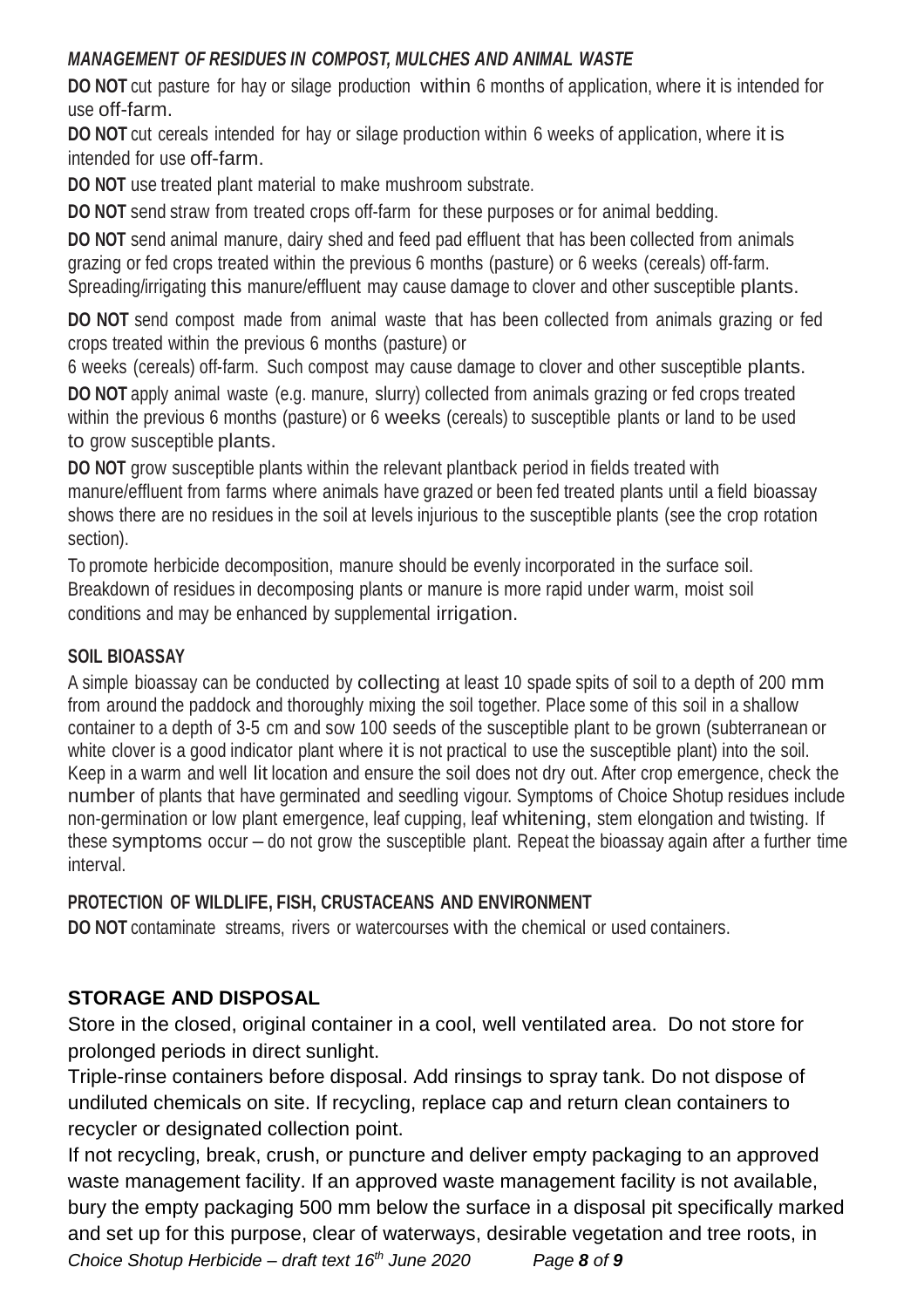### *MANAGEMENT OF RESIDUES IN COMPOST, MULCHES AND ANIMAL WASTE*

**DO NOT** cut pasture for hay or silage production within 6 months of application, where it is intended for use off-farm.

**DO NOT** cut cereals intended for hay or silage production within 6 weeks of application, where it is intended for use off-farm.

**DO NOT** use treated plant material to make mushroom substrate.

**DO NOT** send straw from treated crops off-farm for these purposes or for animal bedding.

**DO NOT** send animal manure, dairy shed and feed pad effluent that has been collected from animals grazing or fed crops treated within the previous 6 months (pasture) or 6 weeks (cereals) off-farm. Spreading/irrigating this manure/effluent may cause damage to clover and other susceptible plants.

**DO NOT** send compost made from animal waste that has been collected from animals grazing or fed crops treated within the previous 6 months (pasture) or 6 weeks (cereals) off-farm. Such compost may cause damage to clover and other susceptible plants.

**DO NOT** apply animal waste (e.g. manure, slurry) collected from animals grazing or fed crops treated within the previous 6 months (pasture) or 6 weeks (cereals) to susceptible plants or land to be used to grow susceptible plants.

**DO NOT** grow susceptible plants within the relevant plantback period in fields treated with manure/effluent from farms where animals have grazed or been fed treated plants until a field bioassay shows there are no residues in the soil at levels injurious to the susceptible plants (see the crop rotation section).

To promote herbicide decomposition, manure should be evenly incorporated in the surface soil. Breakdown of residues in decomposing plants or manure is more rapid under warm, moist soil conditions and may be enhanced by supplemental irrigation.

### SOIL BIOASSAY

A simple bioassay can be conducted by collecting at least 10 spade spits of soil to a depth of 200 mm from around the paddock and thoroughly mixing the soil together. Place some of this soil in a shallow container to a depth of 3-5 cm and sow 100 seeds of the susceptible plant to be grown (subterranean or white clover is a good indicator plant where it is not practical to use the susceptible plant) into the soil. Keep in a warm and well lit location and ensure the soil does not dry out. After crop emergence, check the number of plants that have germinated and seedling vigour. Symptoms of Choice Shotup residues include non-germination or low plant emergence, leaf cupping, leaf whitening, stem elongation and twisting. If these symptoms occur – do not grow the susceptible plant. Repeat the bioassay again after a further time interval.

### PROTECTION OF WILDLIFE, FISH, CRUSTACEANS AND ENVIRONMENT

**DO NOT** contaminate streams, rivers or watercourses with the chemical or used containers.

## STORAGE AND DISPOSAL

Store in the closed, original container in a cool, well ventilated area. Do not store for prolonged periods in direct sunlight.

Triple-rinse containers before disposal. Add rinsings to spray tank. Do not dispose of undiluted chemicals on site. If recycling, replace cap and return clean containers to recycler or designated collection point.

If not recycling, break, crush, or puncture and deliver empty packaging to an approved waste management facility. If an approved waste management facility is not available, bury the empty packaging 500 mm below the surface in a disposal pit specifically marked and set up for this purpose, clear of waterways, desirable vegetation and tree roots, in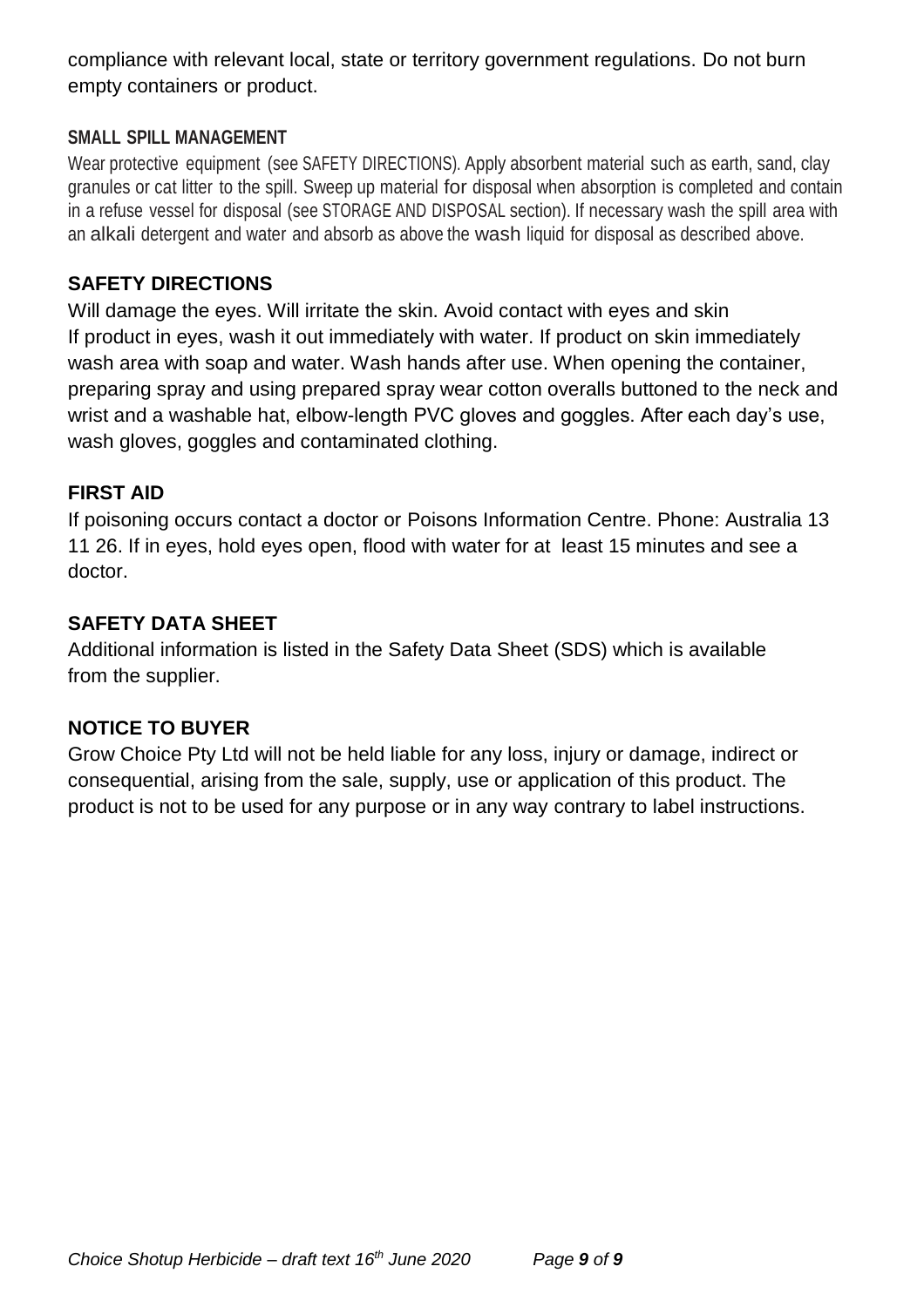compliance with relevant local, state or territory government regulations. Do not burn empty containers or product.

### SMALL SPILL MANAGEMENT

Wear protective equipment (see SAFETY DIRECTIONS). Apply absorbent material such as earth, sand, clay granules or cat litter to the spill. Sweep up material for disposal when absorption is completed and contain in a refuse vessel for disposal (see STORAGE AND DISPOSAL section). If necessary wash the spill area with an alkali detergent and water and absorb as above the wash liquid for disposal as described above.

### SAFETY DIRECTIONS

Will damage the eyes. Will irritate the skin. Avoid contact with eyes and skin
If product in eyes, wash it out immediately with water. If product on skin immediately wash area with soap and water. Wash hands after use. When opening the container, preparing spray and using prepared spray wear cotton overalls buttoned to the neck and wrist and a washable hat, elbow-length PVC gloves and goggles. After each day's use, wash gloves, goggles and contaminated clothing.

### FIRST AID

If poisoning occurs contact a doctor or Poisons Information Centre. Phone: Australia 13 11 26. If in eyes, hold eyes open, flood with water for at least 15 minutes and see a doctor.

### SAFETY DATA SHEET

Additional information is listed in the Safety Data Sheet (SDS) which is available from the supplier.

### NOTICE TO BUYER

Grow Choice Pty Ltd will not be held liable for any loss, injury or damage, indirect or consequential, arising from the sale, supply, use or application of this product. The product is not to be used for any purpose or in any way contrary to label instructions.